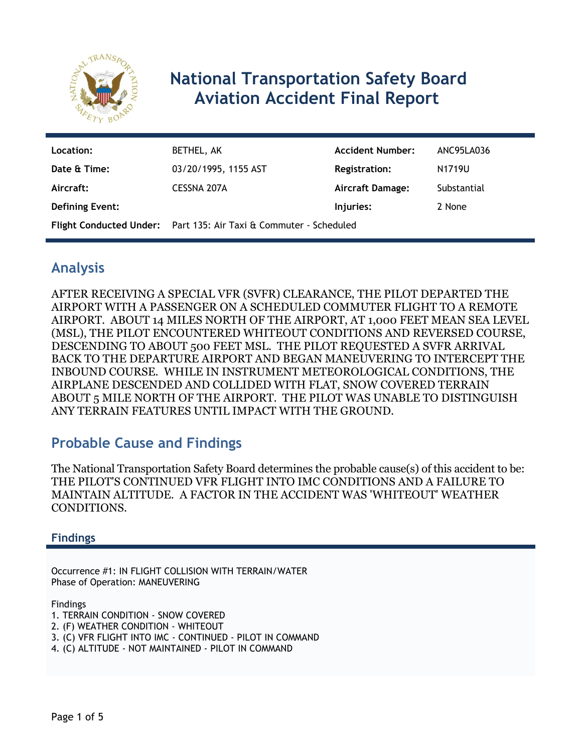# National Transportation Safety Board Aviation Accident Final Report

| | | | |
|---|---|---|---|
| **Location:** | BETHEL, AK | **Accident Number:** | ANC95LA036 |
| **Date & Time:** | 03/20/1995, 1155 AST | **Registration:** | N1719U |
| **Aircraft:** | CESSNA 207A | **Aircraft Damage:** | Substantial |
| **Defining Event:** | | **Injuries:** | 2 None |
| **Flight Conducted Under:** | Part 135: Air Taxi & Commuter - Scheduled | | |

## Analysis

AFTER RECEIVING A SPECIAL VFR (SVFR) CLEARANCE, THE PILOT DEPARTED THE AIRPORT WITH A PASSENGER ON A SCHEDULED COMMUTER FLIGHT TO A REMOTE AIRPORT. ABOUT 14 MILES NORTH OF THE AIRPORT, AT 1,000 FEET MEAN SEA LEVEL (MSL), THE PILOT ENCOUNTERED WHITEOUT CONDITIONS AND REVERSED COURSE, DESCENDING TO ABOUT 500 FEET MSL. THE PILOT REQUESTED A SVFR ARRIVAL BACK TO THE DEPARTURE AIRPORT AND BEGAN MANEUVERING TO INTERCEPT THE INBOUND COURSE. WHILE IN INSTRUMENT METEOROLOGICAL CONDITIONS, THE AIRPLANE DESCENDED AND COLLIDED WITH FLAT, SNOW COVERED TERRAIN ABOUT 5 MILE NORTH OF THE AIRPORT. THE PILOT WAS UNABLE TO DISTINGUISH ANY TERRAIN FEATURES UNTIL IMPACT WITH THE GROUND.

## Probable Cause and Findings

The National Transportation Safety Board determines the probable cause(s) of this accident to be:
THE PILOT'S CONTINUED VFR FLIGHT INTO IMC CONDITIONS AND A FAILURE TO MAINTAIN ALTITUDE. A FACTOR IN THE ACCIDENT WAS 'WHITEOUT' WEATHER CONDITIONS.

### Findings

Occurrence #1: IN FLIGHT COLLISION WITH TERRAIN/WATER
Phase of Operation: MANEUVERING

Findings
1. TERRAIN CONDITION - SNOW COVERED
2. (F) WEATHER CONDITION - WHITEOUT
3. (C) VFR FLIGHT INTO IMC - CONTINUED - PILOT IN COMMAND
4. (C) ALTITUDE - NOT MAINTAINED - PILOT IN COMMAND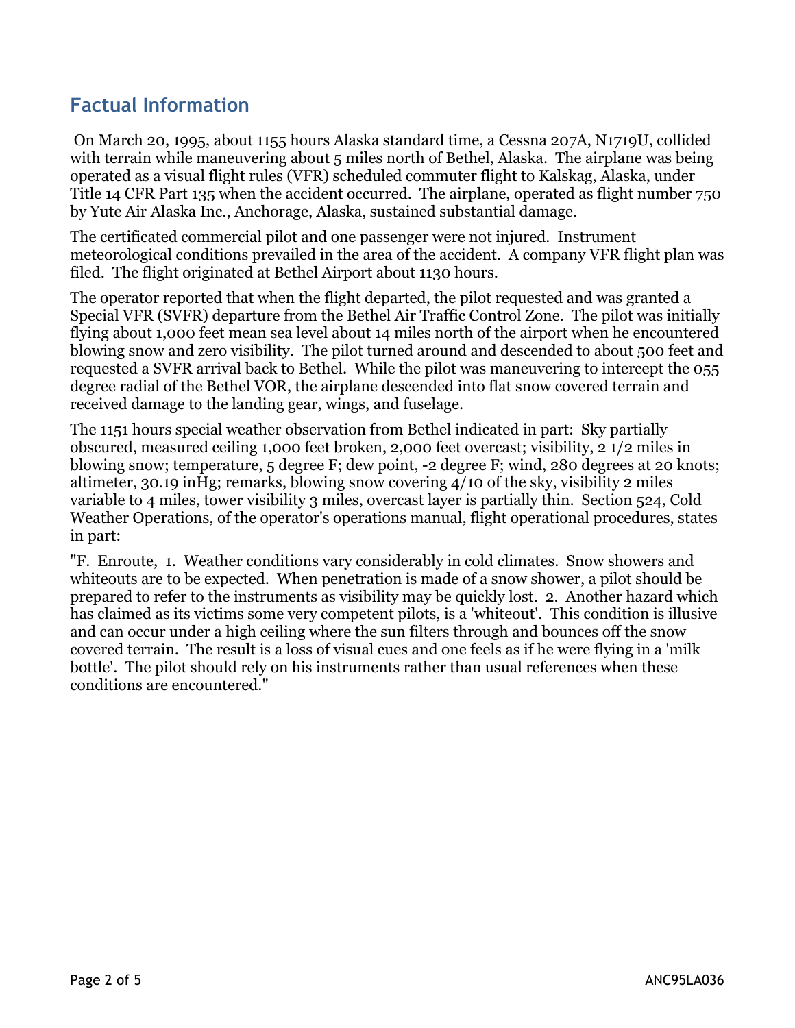## Factual Information

On March 20, 1995, about 1155 hours Alaska standard time, a Cessna 207A, N1719U, collided with terrain while maneuvering about 5 miles north of Bethel, Alaska. The airplane was being operated as a visual flight rules (VFR) scheduled commuter flight to Kalskag, Alaska, under Title 14 CFR Part 135 when the accident occurred. The airplane, operated as flight number 750 by Yute Air Alaska Inc., Anchorage, Alaska, sustained substantial damage.

The certificated commercial pilot and one passenger were not injured. Instrument meteorological conditions prevailed in the area of the accident. A company VFR flight plan was filed. The flight originated at Bethel Airport about 1130 hours.

The operator reported that when the flight departed, the pilot requested and was granted a Special VFR (SVFR) departure from the Bethel Air Traffic Control Zone. The pilot was initially flying about 1,000 feet mean sea level about 14 miles north of the airport when he encountered blowing snow and zero visibility. The pilot turned around and descended to about 500 feet and requested a SVFR arrival back to Bethel. While the pilot was maneuvering to intercept the 055 degree radial of the Bethel VOR, the airplane descended into flat snow covered terrain and received damage to the landing gear, wings, and fuselage.

The 1151 hours special weather observation from Bethel indicated in part: Sky partially obscured, measured ceiling 1,000 feet broken, 2,000 feet overcast; visibility, 2 1/2 miles in blowing snow; temperature, 5 degree F; dew point, -2 degree F; wind, 280 degrees at 20 knots; altimeter, 30.19 inHg; remarks, blowing snow covering 4/10 of the sky, visibility 2 miles variable to 4 miles, tower visibility 3 miles, overcast layer is partially thin. Section 524, Cold Weather Operations, of the operator's operations manual, flight operational procedures, states in part:

"F. Enroute, 1. Weather conditions vary considerably in cold climates. Snow showers and whiteouts are to be expected. When penetration is made of a snow shower, a pilot should be prepared to refer to the instruments as visibility may be quickly lost. 2. Another hazard which has claimed as its victims some very competent pilots, is a 'whiteout'. This condition is illusive and can occur under a high ceiling where the sun filters through and bounces off the snow covered terrain. The result is a loss of visual cues and one feels as if he were flying in a 'milk bottle'. The pilot should rely on his instruments rather than usual references when these conditions are encountered."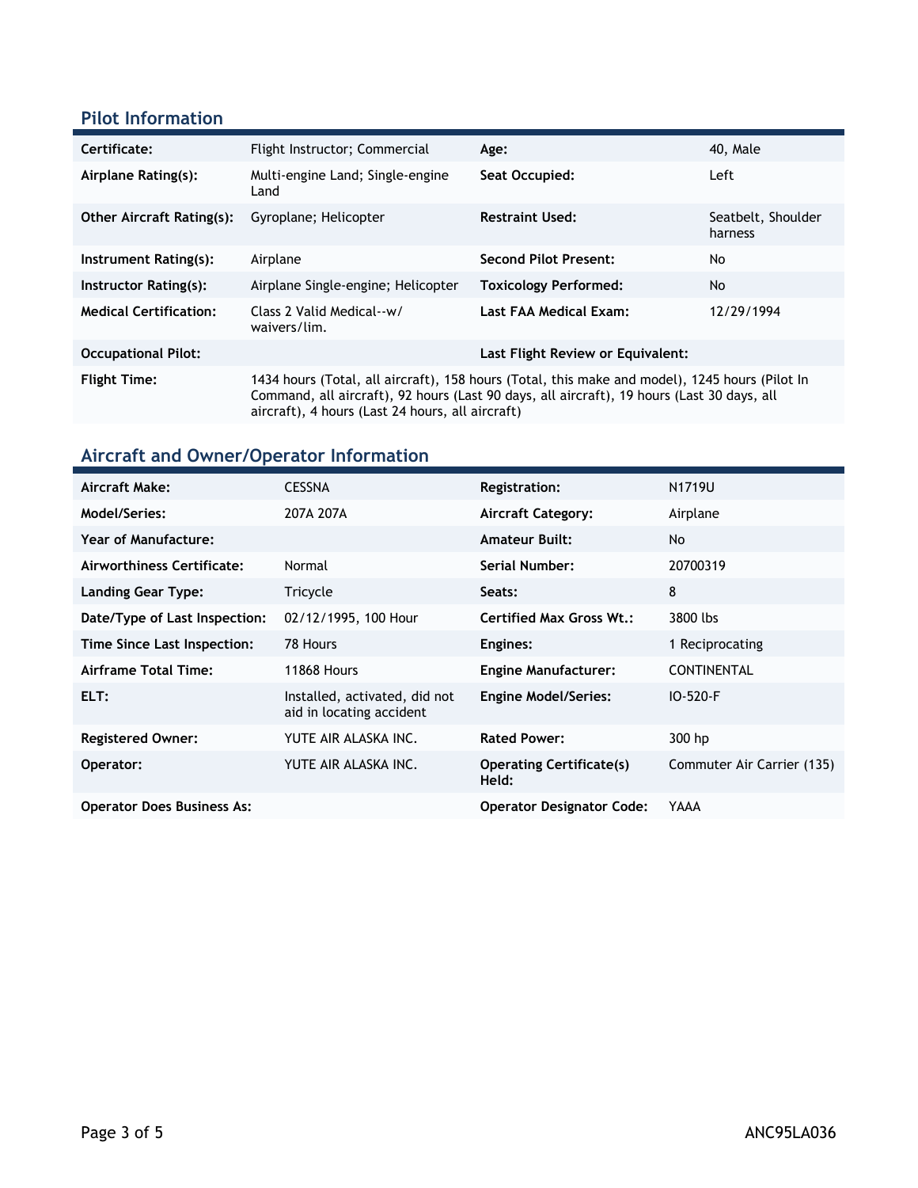## Pilot Information

| | | | |
|---|---|---|---|
| **Certificate:** | Flight Instructor; Commercial | **Age:** | 40, Male |
| **Airplane Rating(s):** | Multi-engine Land; Single-engine Land | **Seat Occupied:** | Left |
| **Other Aircraft Rating(s):** | Gyroplane; Helicopter | **Restraint Used:** | Seatbelt, Shoulder harness |
| **Instrument Rating(s):** | Airplane | **Second Pilot Present:** | No |
| **Instructor Rating(s):** | Airplane Single-engine; Helicopter | **Toxicology Performed:** | No |
| **Medical Certification:** | Class 2 Valid Medical--w/ waivers/lim. | **Last FAA Medical Exam:** | 12/29/1994 |
| **Occupational Pilot:** | | **Last Flight Review or Equivalent:** | |
| **Flight Time:** | 1434 hours (Total, all aircraft), 158 hours (Total, this make and model), 1245 hours (Pilot In Command, all aircraft), 92 hours (Last 90 days, all aircraft), 19 hours (Last 30 days, all aircraft), 4 hours (Last 24 hours, all aircraft) | | |

## Aircraft and Owner/Operator Information

| | | | |
|---|---|---|---|
| **Aircraft Make:** | CESSNA | **Registration:** | N1719U |
| **Model/Series:** | 207A 207A | **Aircraft Category:** | Airplane |
| **Year of Manufacture:** | | **Amateur Built:** | No |
| **Airworthiness Certificate:** | Normal | **Serial Number:** | 20700319 |
| **Landing Gear Type:** | Tricycle | **Seats:** | 8 |
| **Date/Type of Last Inspection:** | 02/12/1995, 100 Hour | **Certified Max Gross Wt.:** | 3800 lbs |
| **Time Since Last Inspection:** | 78 Hours | **Engines:** | 1 Reciprocating |
| **Airframe Total Time:** | 11868 Hours | **Engine Manufacturer:** | CONTINENTAL |
| **ELT:** | Installed, activated, did not aid in locating accident | **Engine Model/Series:** | IO-520-F |
| **Registered Owner:** | YUTE AIR ALASKA INC. | **Rated Power:** | 300 hp |
| **Operator:** | YUTE AIR ALASKA INC. | **Operating Certificate(s) Held:** | Commuter Air Carrier (135) |
| **Operator Does Business As:** | | **Operator Designator Code:** | YAAA |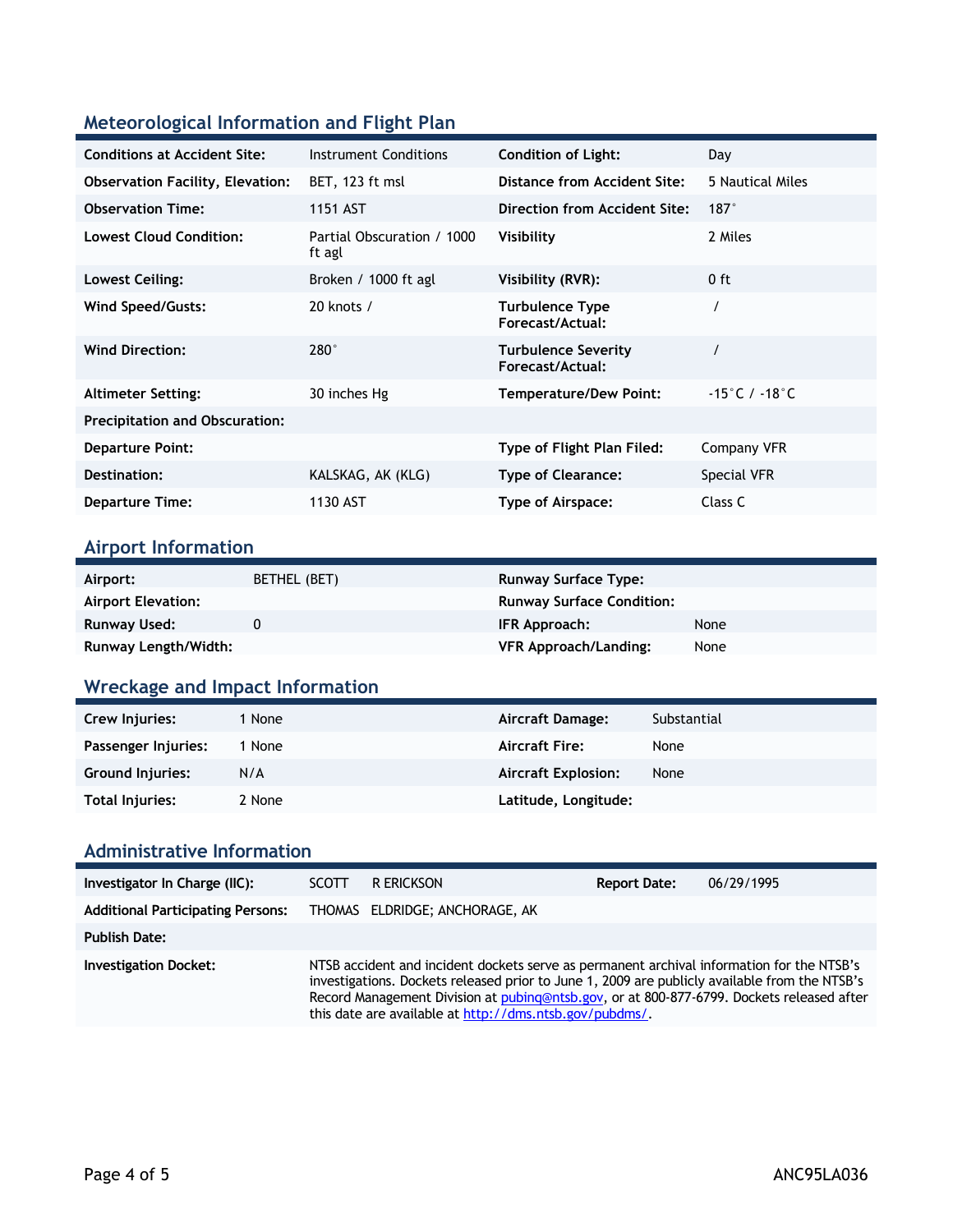## Meteorological Information and Flight Plan

| | | | |
|---|---|---|---|
| **Conditions at Accident Site:** | Instrument Conditions | **Condition of Light:** | Day |
| **Observation Facility, Elevation:** | BET, 123 ft msl | **Distance from Accident Site:** | 5 Nautical Miles |
| **Observation Time:** | 1151 AST | **Direction from Accident Site:** | 187° |
| **Lowest Cloud Condition:** | Partial Obscuration / 1000 ft agl | **Visibility** | 2 Miles |
| **Lowest Ceiling:** | Broken / 1000 ft agl | **Visibility (RVR):** | 0 ft |
| **Wind Speed/Gusts:** | 20 knots / | **Turbulence Type Forecast/Actual:** | / |
| **Wind Direction:** | 280° | **Turbulence Severity Forecast/Actual:** | / |
| **Altimeter Setting:** | 30 inches Hg | **Temperature/Dew Point:** | -15°C / -18°C |
| **Precipitation and Obscuration:** | | | |
| **Departure Point:** | | **Type of Flight Plan Filed:** | Company VFR |
| **Destination:** | KALSKAG, AK (KLG) | **Type of Clearance:** | Special VFR |
| **Departure Time:** | 1130 AST | **Type of Airspace:** | Class C |

## Airport Information

| | | | |
|---|---|---|---|
| **Airport:** | BETHEL (BET) | **Runway Surface Type:** | |
| **Airport Elevation:** | | **Runway Surface Condition:** | |
| **Runway Used:** | 0 | **IFR Approach:** | None |
| **Runway Length/Width:** | | **VFR Approach/Landing:** | None |

## Wreckage and Impact Information

| | | | |
|---|---|---|---|
| **Crew Injuries:** | 1 None | **Aircraft Damage:** | Substantial |
| **Passenger Injuries:** | 1 None | **Aircraft Fire:** | None |
| **Ground Injuries:** | N/A | **Aircraft Explosion:** | None |
| **Total Injuries:** | 2 None | **Latitude, Longitude:** | |

## Administrative Information

| | | | |
|---|---|---|---|
| **Investigator In Charge (IIC):** | SCOTT R ERICKSON | **Report Date:** | 06/29/1995 |
| **Additional Participating Persons:** | THOMAS ELDRIDGE; ANCHORAGE, AK | | |
| **Publish Date:** | | | |
| **Investigation Docket:** | NTSB accident and incident dockets serve as permanent archival information for the NTSB's investigations. Dockets released prior to June 1, 2009 are publicly available from the NTSB's Record Management Division at pubinq@ntsb.gov, or at 800-877-6799. Dockets released after this date are available at http://dms.ntsb.gov/pubdms/. | | |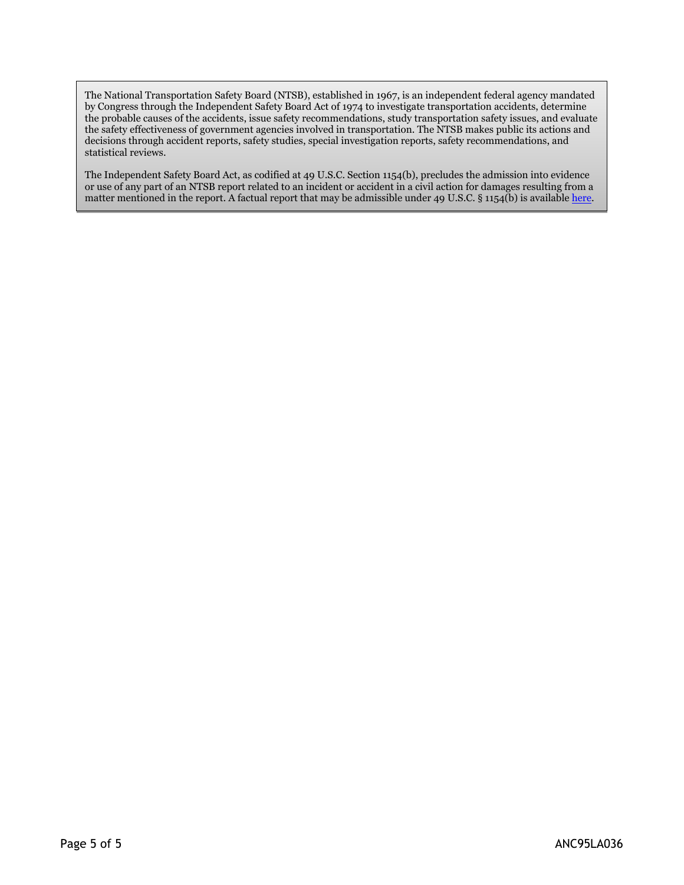The National Transportation Safety Board (NTSB), established in 1967, is an independent federal agency mandated by Congress through the Independent Safety Board Act of 1974 to investigate transportation accidents, determine the probable causes of the accidents, issue safety recommendations, study transportation safety issues, and evaluate the safety effectiveness of government agencies involved in transportation. The NTSB makes public its actions and decisions through accident reports, safety studies, special investigation reports, safety recommendations, and statistical reviews.

The Independent Safety Board Act, as codified at 49 U.S.C. Section 1154(b), precludes the admission into evidence or use of any part of an NTSB report related to an incident or accident in a civil action for damages resulting from a matter mentioned in the report. A factual report that may be admissible under 49 U.S.C. § 1154(b) is available here.